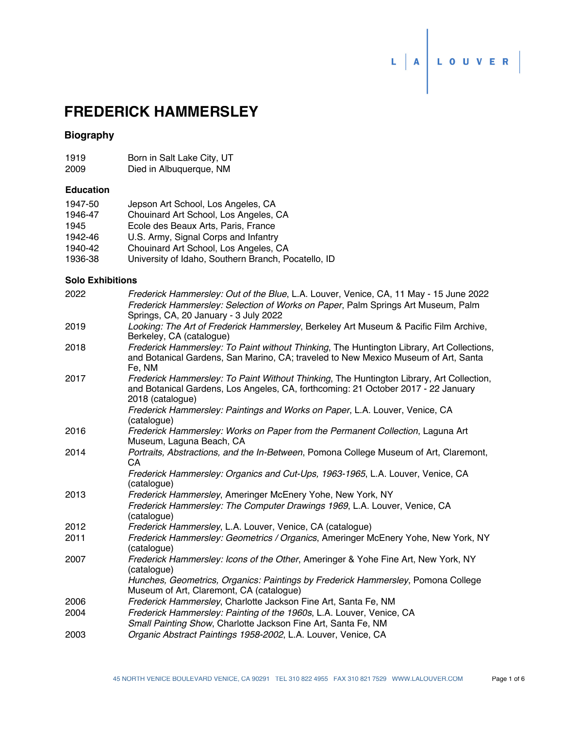# FREDERICK HAMMERSLEY

## Biography

| | |
|---|---|
| 1919 | Born in Salt Lake City, UT |
| 2009 | Died in Albuquerque, NM |

### Education

| | |
|---|---|
| 1947-50 | Jepson Art School, Los Angeles, CA |
| 1946-47 | Chouinard Art School, Los Angeles, CA |
| 1945 | Ecole des Beaux Arts, Paris, France |
| 1942-46 | U.S. Army, Signal Corps and Infantry |
| 1940-42 | Chouinard Art School, Los Angeles, CA |
| 1936-38 | University of Idaho, Southern Branch, Pocatello, ID |

### Solo Exhibitions

| | |
|---|---|
| 2022 | *Frederick Hammersley: Out of the Blue*, L.A. Louver, Venice, CA, 11 May - 15 June 2022 |
| | *Frederick Hammersley: Selection of Works on Paper*, Palm Springs Art Museum, Palm Springs, CA, 20 January - 3 July 2022 |
| 2019 | *Looking: The Art of Frederick Hammersley*, Berkeley Art Museum & Pacific Film Archive, Berkeley, CA (catalogue) |
| 2018 | *Frederick Hammersley: To Paint without Thinking*, The Huntington Library, Art Collections, and Botanical Gardens, San Marino, CA; traveled to New Mexico Museum of Art, Santa Fe, NM |
| 2017 | *Frederick Hammersley: To Paint Without Thinking*, The Huntington Library, Art Collection, and Botanical Gardens, Los Angeles, CA, forthcoming: 21 October 2017 - 22 January 2018 (catalogue) |
| | *Frederick Hammersley: Paintings and Works on Paper*, L.A. Louver, Venice, CA (catalogue) |
| 2016 | *Frederick Hammersley: Works on Paper from the Permanent Collection*, Laguna Art Museum, Laguna Beach, CA |
| 2014 | *Portraits, Abstractions, and the In-Between*, Pomona College Museum of Art, Claremont, CA |
| | *Frederick Hammersley: Organics and Cut-Ups, 1963-1965*, L.A. Louver, Venice, CA (catalogue) |
| 2013 | *Frederick Hammersley*, Ameringer McEnery Yohe, New York, NY |
| | *Frederick Hammersley: The Computer Drawings 1969*, L.A. Louver, Venice, CA (catalogue) |
| 2012 | *Frederick Hammersley*, L.A. Louver, Venice, CA (catalogue) |
| 2011 | *Frederick Hammersley: Geometrics / Organics*, Ameringer McEnery Yohe, New York, NY (catalogue) |
| 2007 | *Frederick Hammersley: Icons of the Other*, Ameringer & Yohe Fine Art, New York, NY (catalogue) |
| | *Hunches, Geometrics, Organics: Paintings by Frederick Hammersley*, Pomona College Museum of Art, Claremont, CA (catalogue) |
| 2006 | *Frederick Hammersley*, Charlotte Jackson Fine Art, Santa Fe, NM |
| 2004 | *Frederick Hammersley: Painting of the 1960s*, L.A. Louver, Venice, CA |
| | *Small Painting Show*, Charlotte Jackson Fine Art, Santa Fe, NM |
| 2003 | *Organic Abstract Paintings 1958-2002*, L.A. Louver, Venice, CA |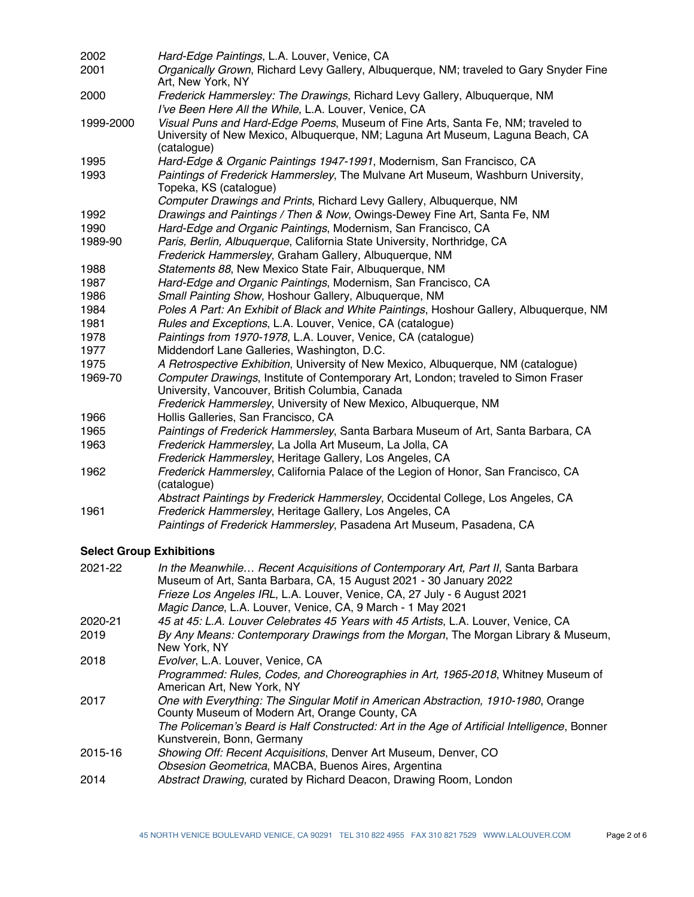| | |
|---|---|
| 2002 | *Hard-Edge Paintings*, L.A. Louver, Venice, CA |
| 2001 | *Organically Grown*, Richard Levy Gallery, Albuquerque, NM; traveled to Gary Snyder Fine Art, New York, NY |
| 2000 | *Frederick Hammersley: The Drawings*, Richard Levy Gallery, Albuquerque, NM |
| | *I've Been Here All the While*, L.A. Louver, Venice, CA |
| 1999-2000 | *Visual Puns and Hard-Edge Poems*, Museum of Fine Arts, Santa Fe, NM; traveled to University of New Mexico, Albuquerque, NM; Laguna Art Museum, Laguna Beach, CA (catalogue) |
| 1995 | *Hard-Edge & Organic Paintings 1947-1991*, Modernism, San Francisco, CA |
| 1993 | *Paintings of Frederick Hammersley*, The Mulvane Art Museum, Washburn University, Topeka, KS (catalogue) |
| | *Computer Drawings and Prints*, Richard Levy Gallery, Albuquerque, NM |
| 1992 | *Drawings and Paintings / Then & Now*, Owings-Dewey Fine Art, Santa Fe, NM |
| 1990 | *Hard-Edge and Organic Paintings*, Modernism, San Francisco, CA |
| 1989-90 | *Paris, Berlin, Albuquerque*, California State University, Northridge, CA |
| | *Frederick Hammersley*, Graham Gallery, Albuquerque, NM |
| 1988 | *Statements 88*, New Mexico State Fair, Albuquerque, NM |
| 1987 | *Hard-Edge and Organic Paintings*, Modernism, San Francisco, CA |
| 1986 | *Small Painting Show*, Hoshour Gallery, Albuquerque, NM |
| 1984 | *Poles A Part: An Exhibit of Black and White Paintings*, Hoshour Gallery, Albuquerque, NM |
| 1981 | *Rules and Exceptions*, L.A. Louver, Venice, CA (catalogue) |
| 1978 | *Paintings from 1970-1978*, L.A. Louver, Venice, CA (catalogue) |
| 1977 | Middendorf Lane Galleries, Washington, D.C. |
| 1975 | *A Retrospective Exhibition*, University of New Mexico, Albuquerque, NM (catalogue) |
| 1969-70 | *Computer Drawings*, Institute of Contemporary Art, London; traveled to Simon Fraser University, Vancouver, British Columbia, Canada |
| | *Frederick Hammersley*, University of New Mexico, Albuquerque, NM |
| 1966 | Hollis Galleries, San Francisco, CA |
| 1965 | *Paintings of Frederick Hammersley*, Santa Barbara Museum of Art, Santa Barbara, CA |
| 1963 | *Frederick Hammersley*, La Jolla Art Museum, La Jolla, CA |
| | *Frederick Hammersley*, Heritage Gallery, Los Angeles, CA |
| 1962 | *Frederick Hammersley*, California Palace of the Legion of Honor, San Francisco, CA (catalogue) |
| | *Abstract Paintings by Frederick Hammersley*, Occidental College, Los Angeles, CA |
| 1961 | *Frederick Hammersley*, Heritage Gallery, Los Angeles, CA |
| | *Paintings of Frederick Hammersley*, Pasadena Art Museum, Pasadena, CA |

**Select Group Exhibitions**

| | |
|---|---|
| 2021-22 | *In the Meanwhile… Recent Acquisitions of Contemporary Art, Part II*, Santa Barbara Museum of Art, Santa Barbara, CA, 15 August 2021 - 30 January 2022 |
| | *Frieze Los Angeles IRL*, L.A. Louver, Venice, CA, 27 July - 6 August 2021 |
| | *Magic Dance*, L.A. Louver, Venice, CA, 9 March - 1 May 2021 |
| 2020-21 | *45 at 45: L.A. Louver Celebrates 45 Years with 45 Artists*, L.A. Louver, Venice, CA |
| 2019 | *By Any Means: Contemporary Drawings from the Morgan*, The Morgan Library & Museum, New York, NY |
| 2018 | *Evolver*, L.A. Louver, Venice, CA |
| | *Programmed: Rules, Codes, and Choreographies in Art, 1965-2018*, Whitney Museum of American Art, New York, NY |
| 2017 | *One with Everything: The Singular Motif in American Abstraction, 1910-1980*, Orange County Museum of Modern Art, Orange County, CA |
| | *The Policeman's Beard is Half Constructed: Art in the Age of Artificial Intelligence*, Bonner Kunstverein, Bonn, Germany |
| 2015-16 | *Showing Off: Recent Acquisitions*, Denver Art Museum, Denver, CO |
| | *Obsesion Geometrica*, MACBA, Buenos Aires, Argentina |
| 2014 | *Abstract Drawing*, curated by Richard Deacon, Drawing Room, London |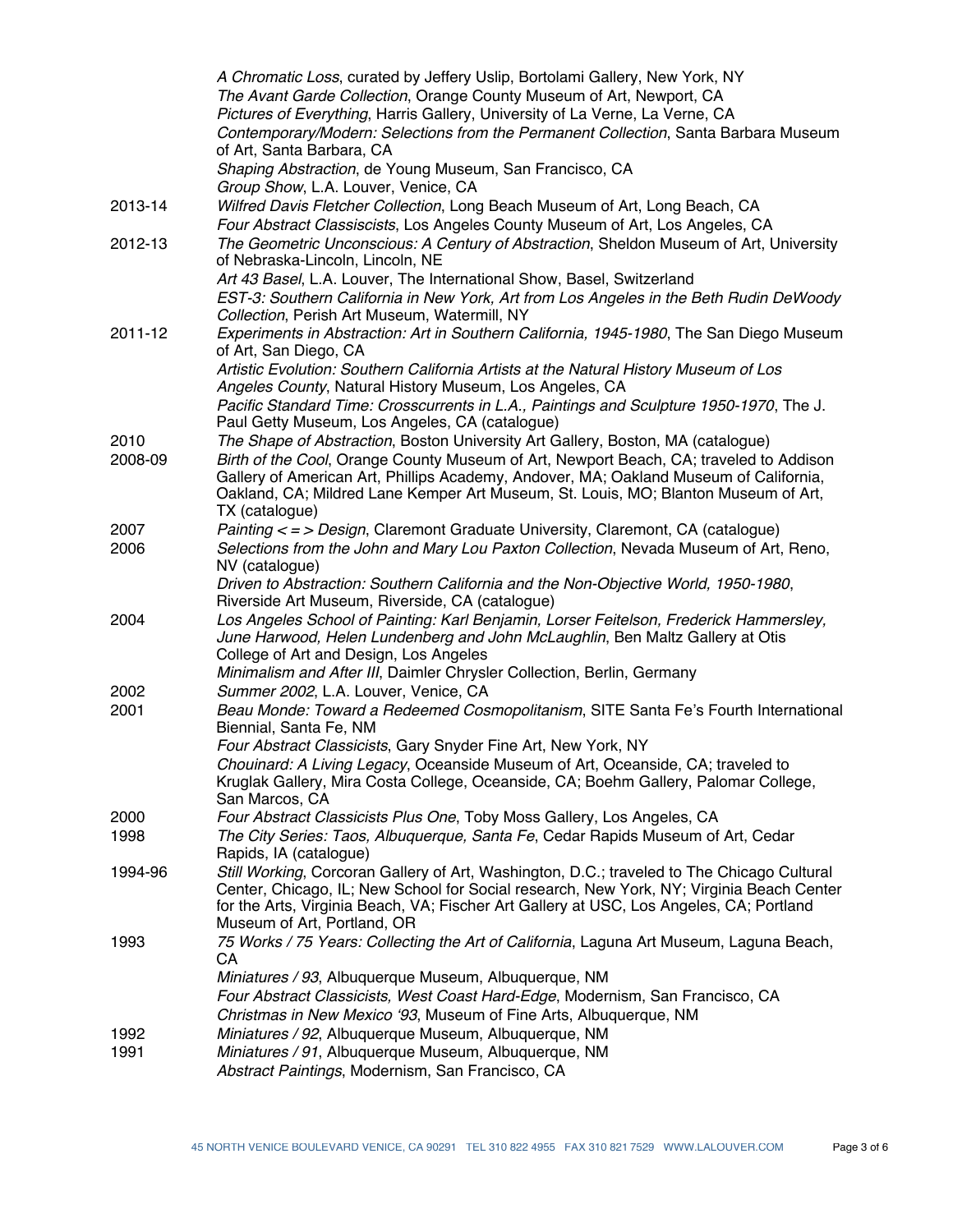| | |
|---|---|
| | *A Chromatic Loss*, curated by Jeffery Uslip, Bortolami Gallery, New York, NY |
| | *The Avant Garde Collection*, Orange County Museum of Art, Newport, CA |
| | *Pictures of Everything*, Harris Gallery, University of La Verne, La Verne, CA |
| | *Contemporary/Modern: Selections from the Permanent Collection*, Santa Barbara Museum of Art, Santa Barbara, CA |
| | *Shaping Abstraction*, de Young Museum, San Francisco, CA |
| | *Group Show*, L.A. Louver, Venice, CA |
| 2013-14 | *Wilfred Davis Fletcher Collection*, Long Beach Museum of Art, Long Beach, CA |
| | *Four Abstract Classiscists*, Los Angeles County Museum of Art, Los Angeles, CA |
| 2012-13 | *The Geometric Unconscious: A Century of Abstraction*, Sheldon Museum of Art, University of Nebraska-Lincoln, Lincoln, NE |
| | *Art 43 Basel*, L.A. Louver, The International Show, Basel, Switzerland |
| | *EST-3: Southern California in New York, Art from Los Angeles in the Beth Rudin DeWoody Collection*, Perish Art Museum, Watermill, NY |
| 2011-12 | *Experiments in Abstraction: Art in Southern California, 1945-1980*, The San Diego Museum of Art, San Diego, CA |
| | *Artistic Evolution: Southern California Artists at the Natural History Museum of Los Angeles County*, Natural History Museum, Los Angeles, CA |
| | *Pacific Standard Time: Crosscurrents in L.A., Paintings and Sculpture 1950-1970*, The J. Paul Getty Museum, Los Angeles, CA (catalogue) |
| 2010 | *The Shape of Abstraction*, Boston University Art Gallery, Boston, MA (catalogue) |
| 2008-09 | *Birth of the Cool*, Orange County Museum of Art, Newport Beach, CA; traveled to Addison Gallery of American Art, Phillips Academy, Andover, MA; Oakland Museum of California, Oakland, CA; Mildred Lane Kemper Art Museum, St. Louis, MO; Blanton Museum of Art, TX (catalogue) |
| 2007 | *Painting < = > Design*, Claremont Graduate University, Claremont, CA (catalogue) |
| 2006 | *Selections from the John and Mary Lou Paxton Collection*, Nevada Museum of Art, Reno, NV (catalogue) |
| | *Driven to Abstraction: Southern California and the Non-Objective World, 1950-1980*, Riverside Art Museum, Riverside, CA (catalogue) |
| 2004 | *Los Angeles School of Painting: Karl Benjamin, Lorser Feitelson, Frederick Hammersley, June Harwood, Helen Lundenberg and John McLaughlin*, Ben Maltz Gallery at Otis College of Art and Design, Los Angeles |
| | *Minimalism and After III*, Daimler Chrysler Collection, Berlin, Germany |
| 2002 | *Summer 2002*, L.A. Louver, Venice, CA |
| 2001 | *Beau Monde: Toward a Redeemed Cosmopolitanism*, SITE Santa Fe's Fourth International Biennial, Santa Fe, NM |
| | *Four Abstract Classicists*, Gary Snyder Fine Art, New York, NY |
| | *Chouinard: A Living Legacy*, Oceanside Museum of Art, Oceanside, CA; traveled to Kruglak Gallery, Mira Costa College, Oceanside, CA; Boehm Gallery, Palomar College, San Marcos, CA |
| 2000 | *Four Abstract Classicists Plus One*, Toby Moss Gallery, Los Angeles, CA |
| 1998 | *The City Series: Taos, Albuquerque, Santa Fe*, Cedar Rapids Museum of Art, Cedar Rapids, IA (catalogue) |
| 1994-96 | *Still Working*, Corcoran Gallery of Art, Washington, D.C.; traveled to The Chicago Cultural Center, Chicago, IL; New School for Social research, New York, NY; Virginia Beach Center for the Arts, Virginia Beach, VA; Fischer Art Gallery at USC, Los Angeles, CA; Portland Museum of Art, Portland, OR |
| 1993 | *75 Works / 75 Years: Collecting the Art of California*, Laguna Art Museum, Laguna Beach, CA |
| | *Miniatures / 93*, Albuquerque Museum, Albuquerque, NM |
| | *Four Abstract Classicists, West Coast Hard-Edge*, Modernism, San Francisco, CA |
| | *Christmas in New Mexico '93*, Museum of Fine Arts, Albuquerque, NM |
| 1992 | *Miniatures / 92*, Albuquerque Museum, Albuquerque, NM |
| 1991 | *Miniatures / 91*, Albuquerque Museum, Albuquerque, NM |
| | *Abstract Paintings*, Modernism, San Francisco, CA |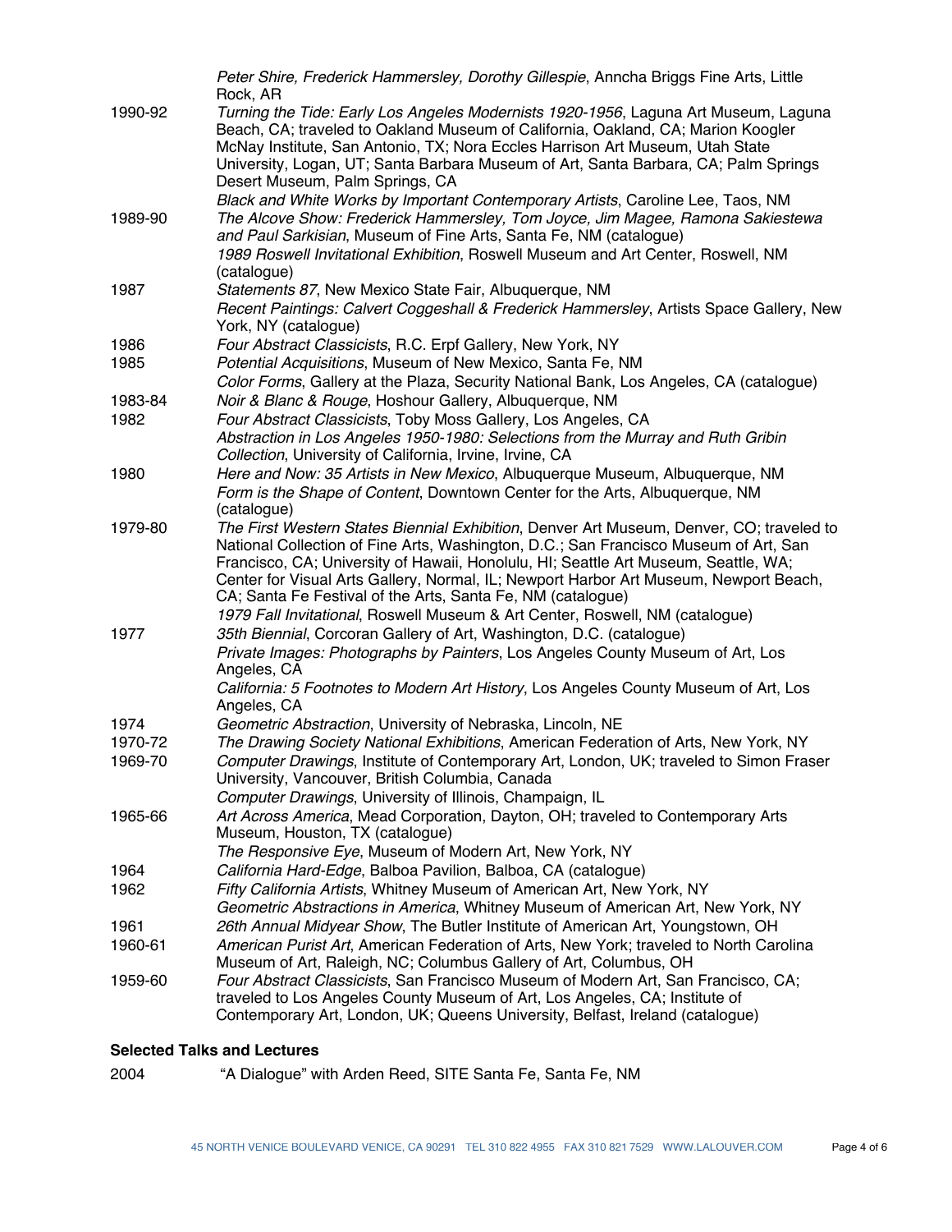| | |
|---|---|
| | *Peter Shire, Frederick Hammersley, Dorothy Gillespie*, Anncha Briggs Fine Arts, Little Rock, AR |
| 1990-92 | *Turning the Tide: Early Los Angeles Modernists 1920-1956*, Laguna Art Museum, Laguna Beach, CA; traveled to Oakland Museum of California, Oakland, CA; Marion Koogler McNay Institute, San Antonio, TX; Nora Eccles Harrison Art Museum, Utah State University, Logan, UT; Santa Barbara Museum of Art, Santa Barbara, CA; Palm Springs Desert Museum, Palm Springs, CA |
| | *Black and White Works by Important Contemporary Artists*, Caroline Lee, Taos, NM |
| 1989-90 | *The Alcove Show: Frederick Hammersley, Tom Joyce, Jim Magee, Ramona Sakiestewa and Paul Sarkisian*, Museum of Fine Arts, Santa Fe, NM (catalogue) |
| | *1989 Roswell Invitational Exhibition*, Roswell Museum and Art Center, Roswell, NM (catalogue) |
| 1987 | *Statements 87*, New Mexico State Fair, Albuquerque, NM |
| | *Recent Paintings: Calvert Coggeshall & Frederick Hammersley*, Artists Space Gallery, New York, NY (catalogue) |
| 1986 | *Four Abstract Classicists*, R.C. Erpf Gallery, New York, NY |
| 1985 | *Potential Acquisitions*, Museum of New Mexico, Santa Fe, NM |
| | *Color Forms*, Gallery at the Plaza, Security National Bank, Los Angeles, CA (catalogue) |
| 1983-84 | *Noir & Blanc & Rouge*, Hoshour Gallery, Albuquerque, NM |
| 1982 | *Four Abstract Classicists*, Toby Moss Gallery, Los Angeles, CA |
| | *Abstraction in Los Angeles 1950-1980: Selections from the Murray and Ruth Gribin Collection*, University of California, Irvine, Irvine, CA |
| 1980 | *Here and Now: 35 Artists in New Mexico*, Albuquerque Museum, Albuquerque, NM |
| | *Form is the Shape of Content*, Downtown Center for the Arts, Albuquerque, NM (catalogue) |
| 1979-80 | *The First Western States Biennial Exhibition*, Denver Art Museum, Denver, CO; traveled to National Collection of Fine Arts, Washington, D.C.; San Francisco Museum of Art, San Francisco, CA; University of Hawaii, Honolulu, HI; Seattle Art Museum, Seattle, WA; Center for Visual Arts Gallery, Normal, IL; Newport Harbor Art Museum, Newport Beach, CA; Santa Fe Festival of the Arts, Santa Fe, NM (catalogue) |
| | *1979 Fall Invitational*, Roswell Museum & Art Center, Roswell, NM (catalogue) |
| 1977 | *35th Biennial*, Corcoran Gallery of Art, Washington, D.C. (catalogue) |
| | *Private Images: Photographs by Painters*, Los Angeles County Museum of Art, Los Angeles, CA |
| | *California: 5 Footnotes to Modern Art History*, Los Angeles County Museum of Art, Los Angeles, CA |
| 1974 | *Geometric Abstraction*, University of Nebraska, Lincoln, NE |
| 1970-72 | *The Drawing Society National Exhibitions*, American Federation of Arts, New York, NY |
| 1969-70 | *Computer Drawings*, Institute of Contemporary Art, London, UK; traveled to Simon Fraser University, Vancouver, British Columbia, Canada |
| | *Computer Drawings*, University of Illinois, Champaign, IL |
| 1965-66 | *Art Across America*, Mead Corporation, Dayton, OH; traveled to Contemporary Arts Museum, Houston, TX (catalogue) |
| | *The Responsive Eye*, Museum of Modern Art, New York, NY |
| 1964 | *California Hard-Edge*, Balboa Pavilion, Balboa, CA (catalogue) |
| 1962 | *Fifty California Artists*, Whitney Museum of American Art, New York, NY |
| | *Geometric Abstractions in America*, Whitney Museum of American Art, New York, NY |
| 1961 | *26th Annual Midyear Show*, The Butler Institute of American Art, Youngstown, OH |
| 1960-61 | *American Purist Art*, American Federation of Arts, New York; traveled to North Carolina Museum of Art, Raleigh, NC; Columbus Gallery of Art, Columbus, OH |
| 1959-60 | *Four Abstract Classicists*, San Francisco Museum of Modern Art, San Francisco, CA; traveled to Los Angeles County Museum of Art, Los Angeles, CA; Institute of Contemporary Art, London, UK; Queens University, Belfast, Ireland (catalogue) |

**Selected Talks and Lectures**

| | |
|---|---|
| 2004 | "A Dialogue" with Arden Reed, SITE Santa Fe, Santa Fe, NM |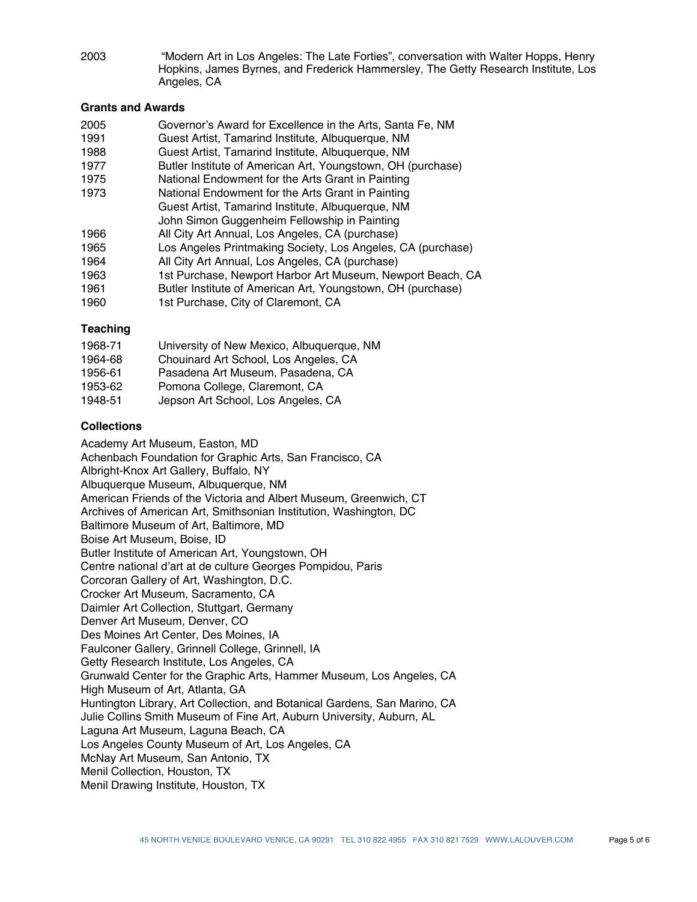2003 “Modern Art in Los Angeles: The Late Forties”, conversation with Walter Hopps, Henry Hopkins, James Byrnes, and Frederick Hammersley, The Getty Research Institute, Los Angeles, CA

### Grants and Awards

2005 Governor’s Award for Excellence in the Arts, Santa Fe, NM
1991 Guest Artist, Tamarind Institute, Albuquerque, NM
1988 Guest Artist, Tamarind Institute, Albuquerque, NM
1977 Butler Institute of American Art, Youngstown, OH (purchase)
1975 National Endowment for the Arts Grant in Painting
1973 National Endowment for the Arts Grant in Painting
Guest Artist, Tamarind Institute, Albuquerque, NM
John Simon Guggenheim Fellowship in Painting
1966 All City Art Annual, Los Angeles, CA (purchase)
1965 Los Angeles Printmaking Society, Los Angeles, CA (purchase)
1964 All City Art Annual, Los Angeles, CA (purchase)
1963 1st Purchase, Newport Harbor Art Museum, Newport Beach, CA
1961 Butler Institute of American Art, Youngstown, OH (purchase)
1960 1st Purchase, City of Claremont, CA

### Teaching

1968-71 University of New Mexico, Albuquerque, NM
1964-68 Chouinard Art School, Los Angeles, CA
1956-61 Pasadena Art Museum, Pasadena, CA
1953-62 Pomona College, Claremont, CA
1948-51 Jepson Art School, Los Angeles, CA

### Collections

Academy Art Museum, Easton, MD
Achenbach Foundation for Graphic Arts, San Francisco, CA
Albright-Knox Art Gallery, Buffalo, NY
Albuquerque Museum, Albuquerque, NM
American Friends of the Victoria and Albert Museum, Greenwich, CT
Archives of American Art, Smithsonian Institution, Washington, DC
Baltimore Museum of Art, Baltimore, MD
Boise Art Museum, Boise, ID
Butler Institute of American Art, Youngstown, OH
Centre national d’art at de culture Georges Pompidou, Paris
Corcoran Gallery of Art, Washington, D.C.
Crocker Art Museum, Sacramento, CA
Daimler Art Collection, Stuttgart, Germany
Denver Art Museum, Denver, CO
Des Moines Art Center, Des Moines, IA
Faulconer Gallery, Grinnell College, Grinnell, IA
Getty Research Institute, Los Angeles, CA
Grunwald Center for the Graphic Arts, Hammer Museum, Los Angeles, CA
High Museum of Art, Atlanta, GA
Huntington Library, Art Collection, and Botanical Gardens, San Marino, CA
Julie Collins Smith Museum of Fine Art, Auburn University, Auburn, AL
Laguna Art Museum, Laguna Beach, CA
Los Angeles County Museum of Art, Los Angeles, CA
McNay Art Museum, San Antonio, TX
Menil Collection, Houston, TX
Menil Drawing Institute, Houston, TX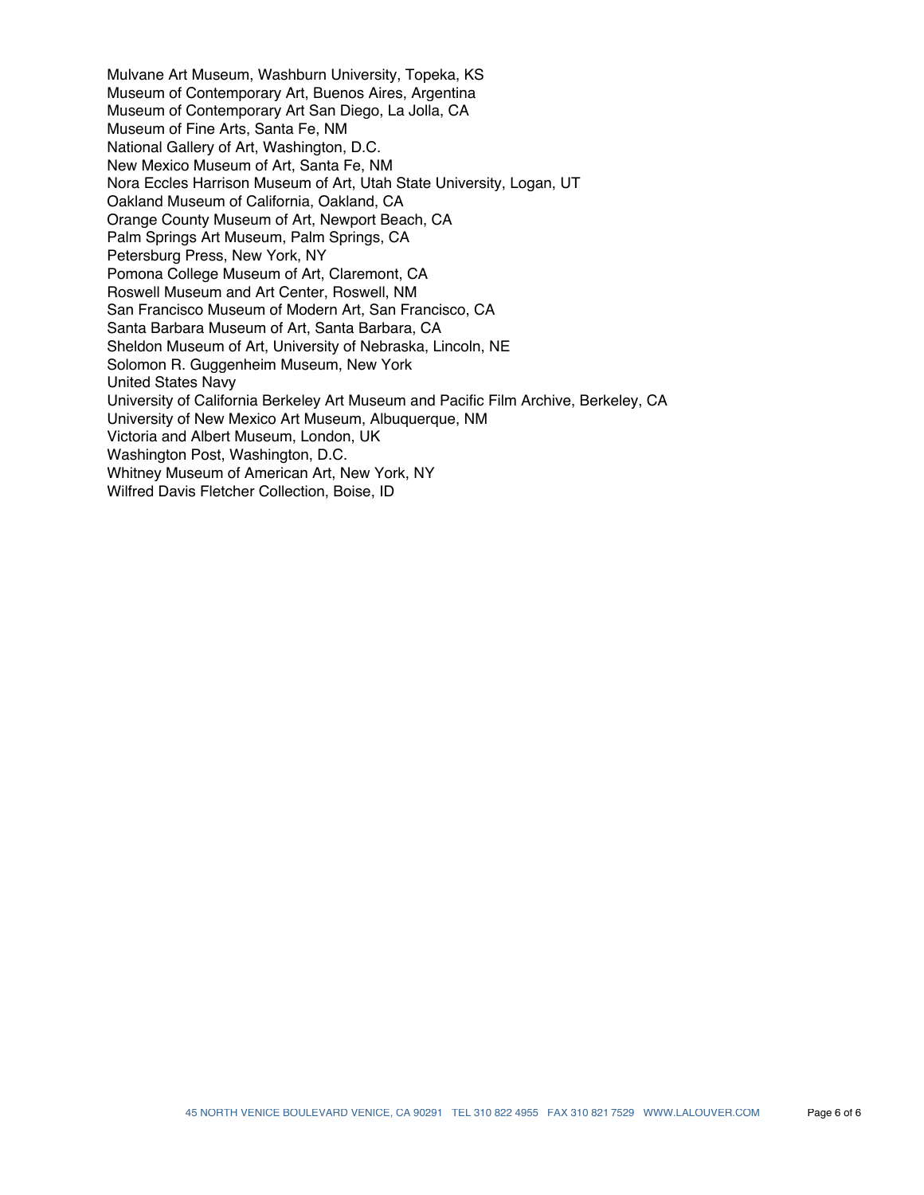Mulvane Art Museum, Washburn University, Topeka, KS
Museum of Contemporary Art, Buenos Aires, Argentina
Museum of Contemporary Art San Diego, La Jolla, CA
Museum of Fine Arts, Santa Fe, NM
National Gallery of Art, Washington, D.C.
New Mexico Museum of Art, Santa Fe, NM
Nora Eccles Harrison Museum of Art, Utah State University, Logan, UT
Oakland Museum of California, Oakland, CA
Orange County Museum of Art, Newport Beach, CA
Palm Springs Art Museum, Palm Springs, CA
Petersburg Press, New York, NY
Pomona College Museum of Art, Claremont, CA
Roswell Museum and Art Center, Roswell, NM
San Francisco Museum of Modern Art, San Francisco, CA
Santa Barbara Museum of Art, Santa Barbara, CA
Sheldon Museum of Art, University of Nebraska, Lincoln, NE
Solomon R. Guggenheim Museum, New York
United States Navy
University of California Berkeley Art Museum and Pacific Film Archive, Berkeley, CA
University of New Mexico Art Museum, Albuquerque, NM
Victoria and Albert Museum, London, UK
Washington Post, Washington, D.C.
Whitney Museum of American Art, New York, NY
Wilfred Davis Fletcher Collection, Boise, ID